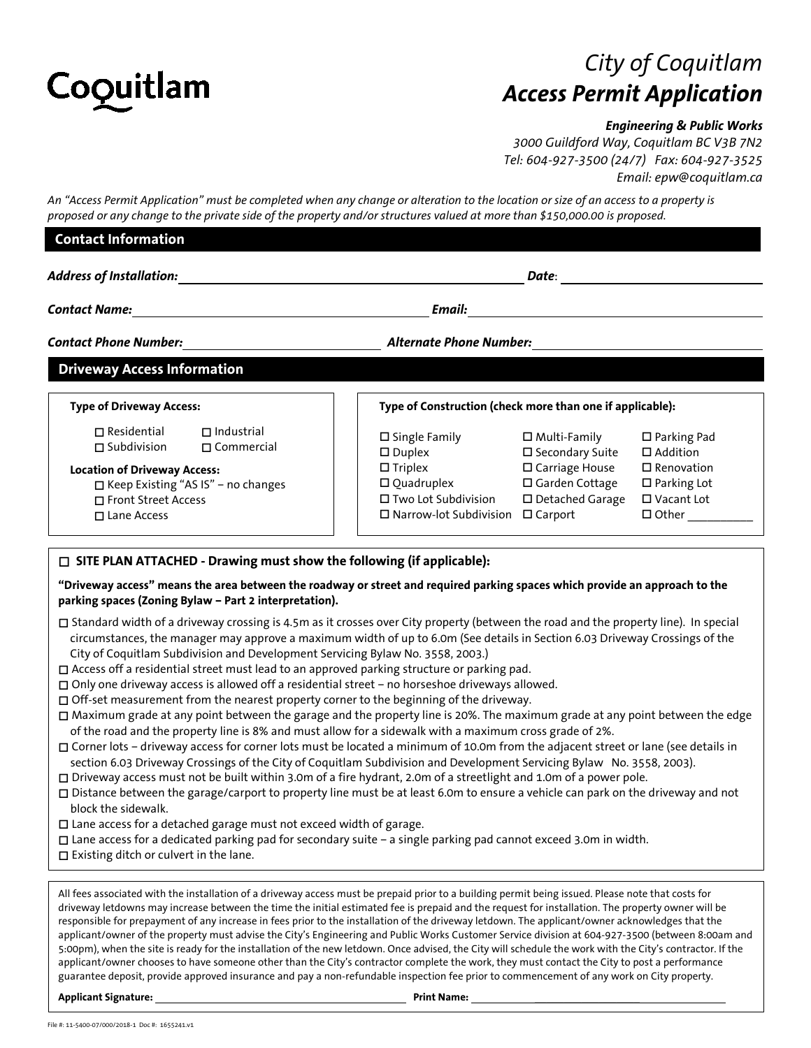Coquitlam

# City of Coquitlam
# *Access Permit Application*

***Engineering & Public Works***
*3000 Guildford Way, Coquitlam BC V3B 7N2*
*Tel: 604-927-3500 (24/7) Fax: 604-927-3525*
*Email: epw@coquitlam.ca*

*An "Access Permit Application" must be completed when any change or alteration to the location or size of an access to a property is proposed or any change to the private side of the property and/or structures valued at more than $150,000.00 is proposed.*

## Contact Information

***Address of Installation:*** ______________________________ ***Date***: ______________________

***Contact Name:*** ______________________________ ***Email:*** ______________________________

***Contact Phone Number:*** ______________________ ***Alternate Phone Number:*** ______________________

## Driveway Access Information

**Type of Driveway Access:**

- ☐ Residential
- ☐ Industrial
- ☐ Subdivision
- ☐ Commercial

**Location of Driveway Access:**

- ☐ Keep Existing "AS IS" – no changes
- ☐ Front Street Access
- ☐ Lane Access

**Type of Construction (check more than one if applicable):**

| | | |
|---|---|---|
| ☐ Single Family | ☐ Multi-Family | ☐ Parking Pad |
| ☐ Duplex | ☐ Secondary Suite | ☐ Addition |
| ☐ Triplex | ☐ Carriage House | ☐ Renovation |
| ☐ Quadruplex | ☐ Garden Cottage | ☐ Parking Lot |
| ☐ Two Lot Subdivision | ☐ Detached Garage | ☐ Vacant Lot |
| ☐ Narrow-lot Subdivision | ☐ Carport | ☐ Other __________ |

### ☐ SITE PLAN ATTACHED - Drawing must show the following (if applicable):

**"Driveway access" means the area between the roadway or street and required parking spaces which provide an approach to the parking spaces (Zoning Bylaw – Part 2 interpretation).**

- ☐ Standard width of a driveway crossing is 4.5m as it crosses over City property (between the road and the property line). In special circumstances, the manager may approve a maximum width of up to 6.0m (See details in Section 6.03 Driveway Crossings of the City of Coquitlam Subdivision and Development Servicing Bylaw No. 3558, 2003.)
- ☐ Access off a residential street must lead to an approved parking structure or parking pad.
- ☐ Only one driveway access is allowed off a residential street – no horseshoe driveways allowed.
- ☐ Off-set measurement from the nearest property corner to the beginning of the driveway.
- ☐ Maximum grade at any point between the garage and the property line is 20%. The maximum grade at any point between the edge of the road and the property line is 8% and must allow for a sidewalk with a maximum cross grade of 2%.
- ☐ Corner lots – driveway access for corner lots must be located a minimum of 10.0m from the adjacent street or lane (see details in section 6.03 Driveway Crossings of the City of Coquitlam Subdivision and Development Servicing Bylaw No. 3558, 2003).
- ☐ Driveway access must not be built within 3.0m of a fire hydrant, 2.0m of a streetlight and 1.0m of a power pole.
- ☐ Distance between the garage/carport to property line must be at least 6.0m to ensure a vehicle can park on the driveway and not block the sidewalk.
- ☐ Lane access for a detached garage must not exceed width of garage.
- ☐ Lane access for a dedicated parking pad for secondary suite – a single parking pad cannot exceed 3.0m in width.
- ☐ Existing ditch or culvert in the lane.

All fees associated with the installation of a driveway access must be prepaid prior to a building permit being issued. Please note that costs for driveway letdowns may increase between the time the initial estimated fee is prepaid and the request for installation. The property owner will be responsible for prepayment of any increase in fees prior to the installation of the driveway letdown. The applicant/owner acknowledges that the applicant/owner of the property must advise the City's Engineering and Public Works Customer Service division at 604-927-3500 (between 8:00am and 5:00pm), when the site is ready for the installation of the new letdown. Once advised, the City will schedule the work with the City's contractor. If the applicant/owner chooses to have someone other than the City's contractor complete the work, they must contact the City to post a performance guarantee deposit, provide approved insurance and pay a non-refundable inspection fee prior to commencement of any work on City property.

**Applicant Signature:** ______________________________ **Print Name:** ______________________________

File #: 11-5400-07/000/2018-1 Doc #: 1655241.v1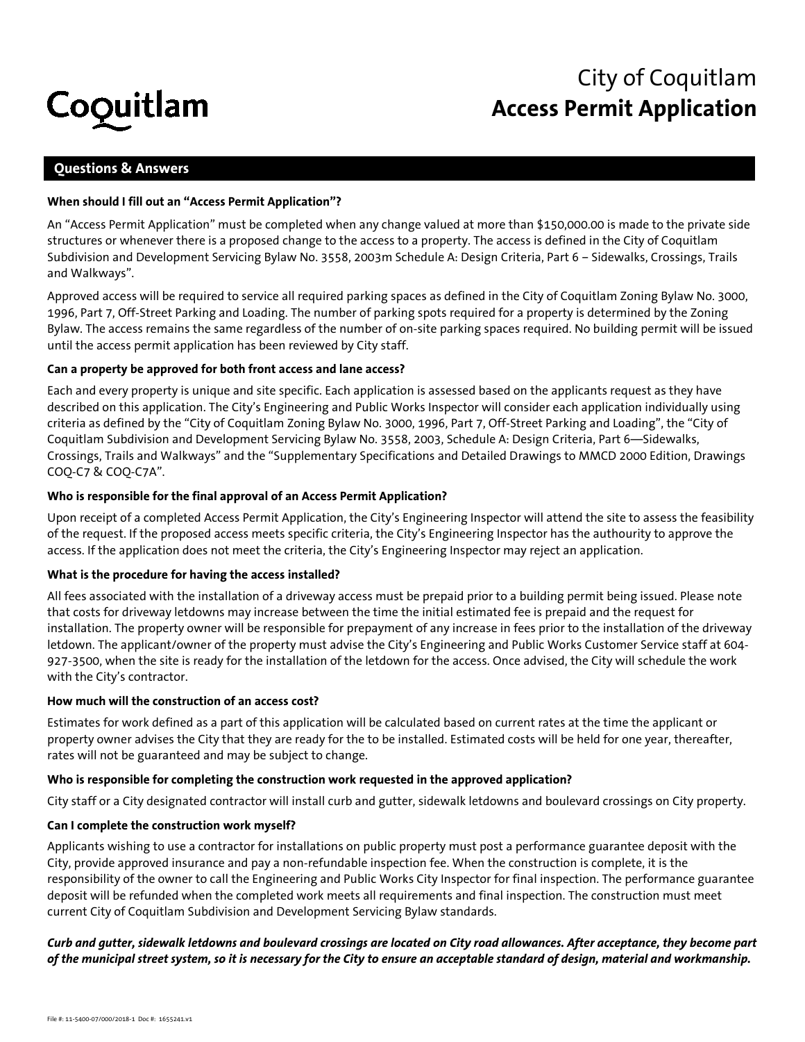# City of Coquitlam
# Access Permit Application

## Questions & Answers

**When should I fill out an "Access Permit Application"?**

An "Access Permit Application" must be completed when any change valued at more than $150,000.00 is made to the private side structures or whenever there is a proposed change to the access to a property. The access is defined in the City of Coquitlam Subdivision and Development Servicing Bylaw No. 3558, 2003m Schedule A: Design Criteria, Part 6 – Sidewalks, Crossings, Trails and Walkways".

Approved access will be required to service all required parking spaces as defined in the City of Coquitlam Zoning Bylaw No. 3000, 1996, Part 7, Off-Street Parking and Loading. The number of parking spots required for a property is determined by the Zoning Bylaw. The access remains the same regardless of the number of on-site parking spaces required. No building permit will be issued until the access permit application has been reviewed by City staff.

**Can a property be approved for both front access and lane access?**

Each and every property is unique and site specific. Each application is assessed based on the applicants request as they have described on this application. The City's Engineering and Public Works Inspector will consider each application individually using criteria as defined by the "City of Coquitlam Zoning Bylaw No. 3000, 1996, Part 7, Off-Street Parking and Loading", the "City of Coquitlam Subdivision and Development Servicing Bylaw No. 3558, 2003, Schedule A: Design Criteria, Part 6—Sidewalks, Crossings, Trails and Walkways" and the "Supplementary Specifications and Detailed Drawings to MMCD 2000 Edition, Drawings COQ-C7 & COQ-C7A".

**Who is responsible for the final approval of an Access Permit Application?**

Upon receipt of a completed Access Permit Application, the City's Engineering Inspector will attend the site to assess the feasibility of the request. If the proposed access meets specific criteria, the City's Engineering Inspector has the authourity to approve the access. If the application does not meet the criteria, the City's Engineering Inspector may reject an application.

**What is the procedure for having the access installed?**

All fees associated with the installation of a driveway access must be prepaid prior to a building permit being issued. Please note that costs for driveway letdowns may increase between the time the initial estimated fee is prepaid and the request for installation. The property owner will be responsible for prepayment of any increase in fees prior to the installation of the driveway letdown. The applicant/owner of the property must advise the City's Engineering and Public Works Customer Service staff at 604-927-3500, when the site is ready for the installation of the letdown for the access. Once advised, the City will schedule the work with the City's contractor.

**How much will the construction of an access cost?**

Estimates for work defined as a part of this application will be calculated based on current rates at the time the applicant or property owner advises the City that they are ready for the to be installed. Estimated costs will be held for one year, thereafter, rates will not be guaranteed and may be subject to change.

**Who is responsible for completing the construction work requested in the approved application?**

City staff or a City designated contractor will install curb and gutter, sidewalk letdowns and boulevard crossings on City property.

**Can I complete the construction work myself?**

Applicants wishing to use a contractor for installations on public property must post a performance guarantee deposit with the City, provide approved insurance and pay a non-refundable inspection fee. When the construction is complete, it is the responsibility of the owner to call the Engineering and Public Works City Inspector for final inspection. The performance guarantee deposit will be refunded when the completed work meets all requirements and final inspection. The construction must meet current City of Coquitlam Subdivision and Development Servicing Bylaw standards.

***Curb and gutter, sidewalk letdowns and boulevard crossings are located on City road allowances. After acceptance, they become part of the municipal street system, so it is necessary for the City to ensure an acceptable standard of design, material and workmanship.***

File #: 11-5400-07/000/2018-1 Doc #: 1655241.v1